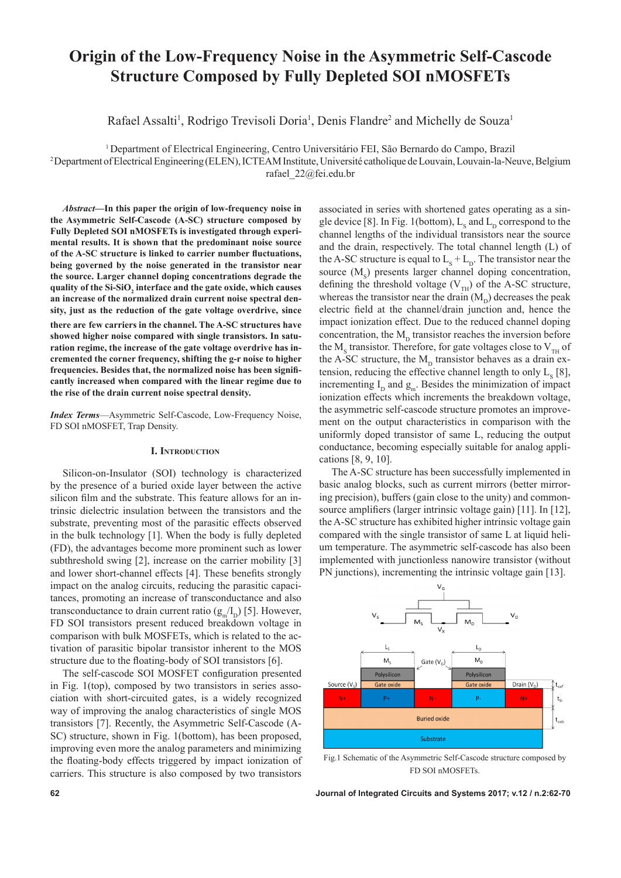# Origin of the Low-Frequency Noise in the Asymmetric Self-Cascode Structure Composed by Fully Depleted SOI nMOSFETs

Rafael Assalti[1], Rodrigo Trevisoli Doria[1], Denis Flandre[2] and Michelly de Souza[1]

[1] Department of Electrical Engineering, Centro Universitário FEI, São Bernardo do Campo, Brazil
[2] Department of Electrical Engineering (ELEN), ICTEAM Institute, Université catholique de Louvain, Louvain-la-Neuve, Belgium
rafael_22@fei.edu.br

***Abstract*—In this paper the origin of low-frequency noise in the Asymmetric Self-Cascode (A-SC) structure composed by Fully Depleted SOI nMOSFETs is investigated through experimental results. It is shown that the predominant noise source of the A-SC structure is linked to carrier number fluctuations, being governed by the noise generated in the transistor near the source. Larger channel doping concentrations degrade the quality of the Si-SiO$_2$ interface and the gate oxide, which causes an increase of the normalized drain current noise spectral density, just as the reduction of the gate voltage overdrive, since there are few carriers in the channel. The A-SC structures have showed higher noise compared with single transistors. In saturation regime, the increase of the gate voltage overdrive has incremented the corner frequency, shifting the g-r noise to higher frequencies. Besides that, the normalized noise has been significantly increased when compared with the linear regime due to the rise of the drain current noise spectral density.**

***Index Terms*—Asymmetric Self-Cascode, Low-Frequency Noise, FD SOI nMOSFET, Trap Density.**

## I. Introduction

Silicon-on-Insulator (SOI) technology is characterized by the presence of a buried oxide layer between the active silicon film and the substrate. This feature allows for an intrinsic dielectric insulation between the transistors and the substrate, preventing most of the parasitic effects observed in the bulk technology [1]. When the body is fully depleted (FD), the advantages become more prominent such as lower subthreshold swing [2], increase on the carrier mobility [3] and lower short-channel effects [4]. These benefits strongly impact on the analog circuits, reducing the parasitic capacitances, promoting an increase of transconductance and also transconductance to drain current ratio ($g_m/I_D$) [5]. However, FD SOI transistors present reduced breakdown voltage in comparison with bulk MOSFETs, which is related to the activation of parasitic bipolar transistor inherent to the MOS structure due to the floating-body of SOI transistors [6].

The self-cascode SOI MOSFET configuration presented in Fig. 1(top), composed by two transistors in series association with short-circuited gates, is a widely recognized way of improving the analog characteristics of single MOS transistors [7]. Recently, the Asymmetric Self-Cascode (A-SC) structure, shown in Fig. 1(bottom), has been proposed, improving even more the analog parameters and minimizing the floating-body effects triggered by impact ionization of carriers. This structure is also composed by two transistors associated in series with shortened gates operating as a single device [8]. In Fig. 1(bottom), $L_S$ and $L_D$ correspond to the channel lengths of the individual transistors near the source and the drain, respectively. The total channel length (L) of the A-SC structure is equal to $L_S + L_D$. The transistor near the source ($M_S$) presents larger channel doping concentration, defining the threshold voltage ($V_{TH}$) of the A-SC structure, whereas the transistor near the drain ($M_D$) decreases the peak electric field at the channel/drain junction and, hence the impact ionization effect. Due to the reduced channel doping concentration, the $M_D$ transistor reaches the inversion before the $M_S$ transistor. Therefore, for gate voltages close to $V_{TH}$ of the A-SC structure, the $M_D$ transistor behaves as a drain extension, reducing the effective channel length to only $L_S$ [8], incrementing $I_D$ and $g_m$. Besides the minimization of impact ionization effects which increments the breakdown voltage, the asymmetric self-cascode structure promotes an improvement on the output characteristics in comparison with the uniformly doped transistor of same L, reducing the output conductance, becoming especially suitable for analog applications [8, 9, 10].

The A-SC structure has been successfully implemented in basic analog blocks, such as current mirrors (better mirroring precision), buffers (gain close to the unity) and common-source amplifiers (larger intrinsic voltage gain) [11]. In [12], the A-SC structure has exhibited higher intrinsic voltage gain compared with the single transistor of same L at liquid helium temperature. The asymmetric self-cascode has also been implemented with junctionless nanowire transistor (without PN junctions), incrementing the intrinsic voltage gain [13].

Fig.1 Schematic of the Asymmetric Self-Cascode structure composed by FD SOI nMOSFETs.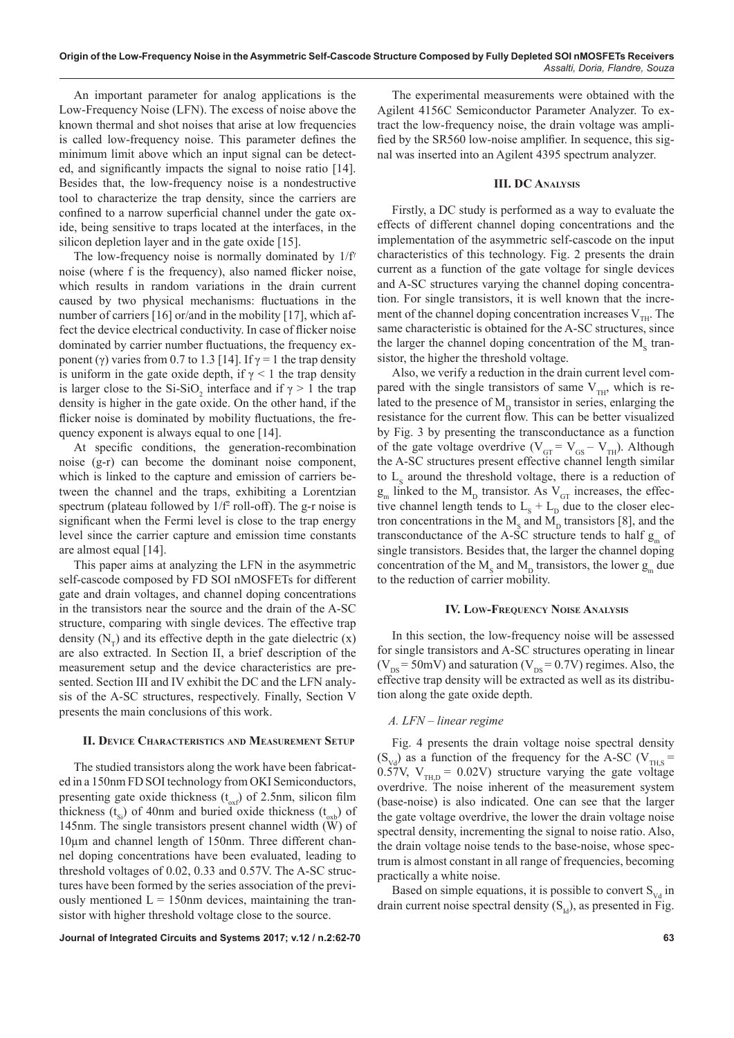An important parameter for analog applications is the Low-Frequency Noise (LFN). The excess of noise above the known thermal and shot noises that arise at low frequencies is called low-frequency noise. This parameter defines the minimum limit above which an input signal can be detected, and significantly impacts the signal to noise ratio [14]. Besides that, the low-frequency noise is a nondestructive tool to characterize the trap density, since the carriers are confined to a narrow superficial channel under the gate oxide, being sensitive to traps located at the interfaces, in the silicon depletion layer and in the gate oxide [15].

The low-frequency noise is normally dominated by $1/f^{\gamma}$ noise (where f is the frequency), also named flicker noise, which results in random variations in the drain current caused by two physical mechanisms: fluctuations in the number of carriers [16] or/and in the mobility [17], which affect the device electrical conductivity. In case of flicker noise dominated by carrier number fluctuations, the frequency exponent ($\gamma$) varies from 0.7 to 1.3 [14]. If $\gamma = 1$ the trap density is uniform in the gate oxide depth, if $\gamma < 1$ the trap density is larger close to the Si-$SiO_2$ interface and if $\gamma > 1$ the trap density is higher in the gate oxide. On the other hand, if the flicker noise is dominated by mobility fluctuations, the frequency exponent is always equal to one [14].

At specific conditions, the generation-recombination noise (g-r) can become the dominant noise component, which is linked to the capture and emission of carriers between the channel and the traps, exhibiting a Lorentzian spectrum (plateau followed by $1/f^2$ roll-off). The g-r noise is significant when the Fermi level is close to the trap energy level since the carrier capture and emission time constants are almost equal [14].

This paper aims at analyzing the LFN in the asymmetric self-cascode composed by FD SOI nMOSFETs for different gate and drain voltages, and channel doping concentrations in the transistors near the source and the drain of the A-SC structure, comparing with single devices. The effective trap density ($N_T$) and its effective depth in the gate dielectric (x) are also extracted. In Section II, a brief description of the measurement setup and the device characteristics are presented. Section III and IV exhibit the DC and the LFN analysis of the A-SC structures, respectively. Finally, Section V presents the main conclusions of this work.

## II. Device Characteristics and Measurement Setup

The studied transistors along the work have been fabricated in a 150nm FD SOI technology from OKI Semiconductors, presenting gate oxide thickness ($t_{oxf}$) of 2.5nm, silicon film thickness ($t_{Si}$) of 40nm and buried oxide thickness ($t_{oxb}$) of 145nm. The single transistors present channel width (W) of 10μm and channel length of 150nm. Three different channel doping concentrations have been evaluated, leading to threshold voltages of 0.02, 0.33 and 0.57V. The A-SC structures have been formed by the series association of the previously mentioned L = 150nm devices, maintaining the transistor with higher threshold voltage close to the source.

The experimental measurements were obtained with the Agilent 4156C Semiconductor Parameter Analyzer. To extract the low-frequency noise, the drain voltage was amplified by the SR560 low-noise amplifier. In sequence, this signal was inserted into an Agilent 4395 spectrum analyzer.

## III. DC Analysis

Firstly, a DC study is performed as a way to evaluate the effects of different channel doping concentrations and the implementation of the asymmetric self-cascode on the input characteristics of this technology. Fig. 2 presents the drain current as a function of the gate voltage for single devices and A-SC structures varying the channel doping concentration. For single transistors, it is well known that the increment of the channel doping concentration increases $V_{TH}$. The same characteristic is obtained for the A-SC structures, since the larger the channel doping concentration of the $M_S$ transistor, the higher the threshold voltage.

Also, we verify a reduction in the drain current level compared with the single transistors of same $V_{TH}$, which is related to the presence of $M_D$ transistor in series, enlarging the resistance for the current flow. This can be better visualized by Fig. 3 by presenting the transconductance as a function of the gate voltage overdrive ($V_{GT} = V_{GS} - V_{TH}$). Although the A-SC structures present effective channel length similar to $L_S$ around the threshold voltage, there is a reduction of $g_m$ linked to the $M_D$ transistor. As $V_{GT}$ increases, the effective channel length tends to $L_S + L_D$ due to the closer electron concentrations in the $M_S$ and $M_D$ transistors [8], and the transconductance of the A-SC structure tends to half $g_m$ of single transistors. Besides that, the larger the channel doping concentration of the $M_S$ and $M_D$ transistors, the lower $g_m$ due to the reduction of carrier mobility.

## IV. Low-Frequency Noise Analysis

In this section, the low-frequency noise will be assessed for single transistors and A-SC structures operating in linear ($V_{DS} = 50$mV) and saturation ($V_{DS} = 0.7$V) regimes. Also, the effective trap density will be extracted as well as its distribution along the gate oxide depth.

### *A. LFN – linear regime*

Fig. 4 presents the drain voltage noise spectral density ($S_{Vd}$) as a function of the frequency for the A-SC ($V_{TH,S} = 0.57$V, $V_{TH,D} = 0.02$V) structure varying the gate voltage overdrive. The noise inherent of the measurement system (base-noise) is also indicated. One can see that the larger the gate voltage overdrive, the lower the drain voltage noise spectral density, incrementing the signal to noise ratio. Also, the drain voltage noise tends to the base-noise, whose spectrum is almost constant in all range of frequencies, becoming practically a white noise.

Based on simple equations, it is possible to convert $S_{Vd}$ in drain current noise spectral density ($S_{Id}$), as presented in Fig.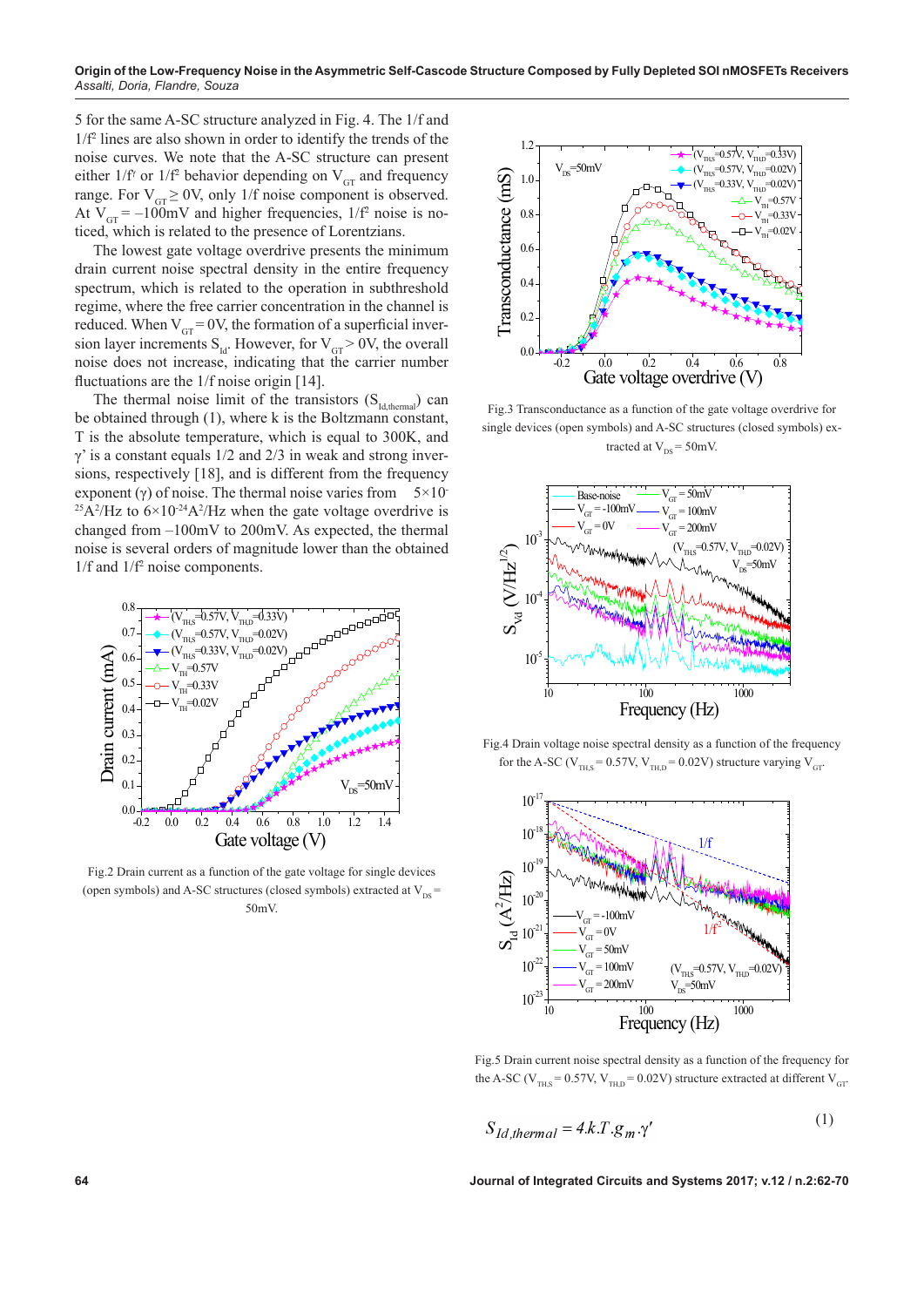5 for the same A-SC structure analyzed in Fig. 4. The 1/f and $1/f^2$ lines are also shown in order to identify the trends of the noise curves. We note that the A-SC structure can present either $1/f^\gamma$ or $1/f^2$ behavior depending on $V_{GT}$ and frequency range. For $V_{GT} \geq 0V$, only 1/f noise component is observed. At $V_{GT} = -100mV$ and higher frequencies, $1/f^2$ noise is noticed, which is related to the presence of Lorentzians.

The lowest gate voltage overdrive presents the minimum drain current noise spectral density in the entire frequency spectrum, which is related to the operation in subthreshold regime, where the free carrier concentration in the channel is reduced. When $V_{GT} = 0V$, the formation of a superficial inversion layer increments $S_{Id}$. However, for $V_{GT} > 0V$, the overall noise does not increase, indicating that the carrier number fluctuations are the 1/f noise origin [14].

The thermal noise limit of the transistors ($S_{Id,thermal}$) can be obtained through (1), where k is the Boltzmann constant, T is the absolute temperature, which is equal to 300K, and γ' is a constant equals 1/2 and 2/3 in weak and strong inversions, respectively [18], and is different from the frequency exponent (γ) of noise. The thermal noise varies from $5\times10^{-25}A^2/Hz$ to $6\times10^{-24}A^2/Hz$ when the gate voltage overdrive is changed from –100mV to 200mV. As expected, the thermal noise is several orders of magnitude lower than the obtained 1/f and $1/f^2$ noise components.

Fig.2 Drain current as a function of the gate voltage for single devices (open symbols) and A-SC structures (closed symbols) extracted at $V_{DS}$ = 50mV.

Fig.3 Transconductance as a function of the gate voltage overdrive for single devices (open symbols) and A-SC structures (closed symbols) extracted at $V_{DS}$ = 50mV.

Fig.4 Drain voltage noise spectral density as a function of the frequency for the A-SC ($V_{TH,S}$ = 0.57V, $V_{TH,D}$ = 0.02V) structure varying $V_{GT}$.

Fig.5 Drain current noise spectral density as a function of the frequency for the A-SC ($V_{TH,S}$ = 0.57V, $V_{TH,D}$ = 0.02V) structure extracted at different $V_{GT}$.

$$S_{Id,thermal} = 4.k.T.g_m.\gamma' \tag{1}$$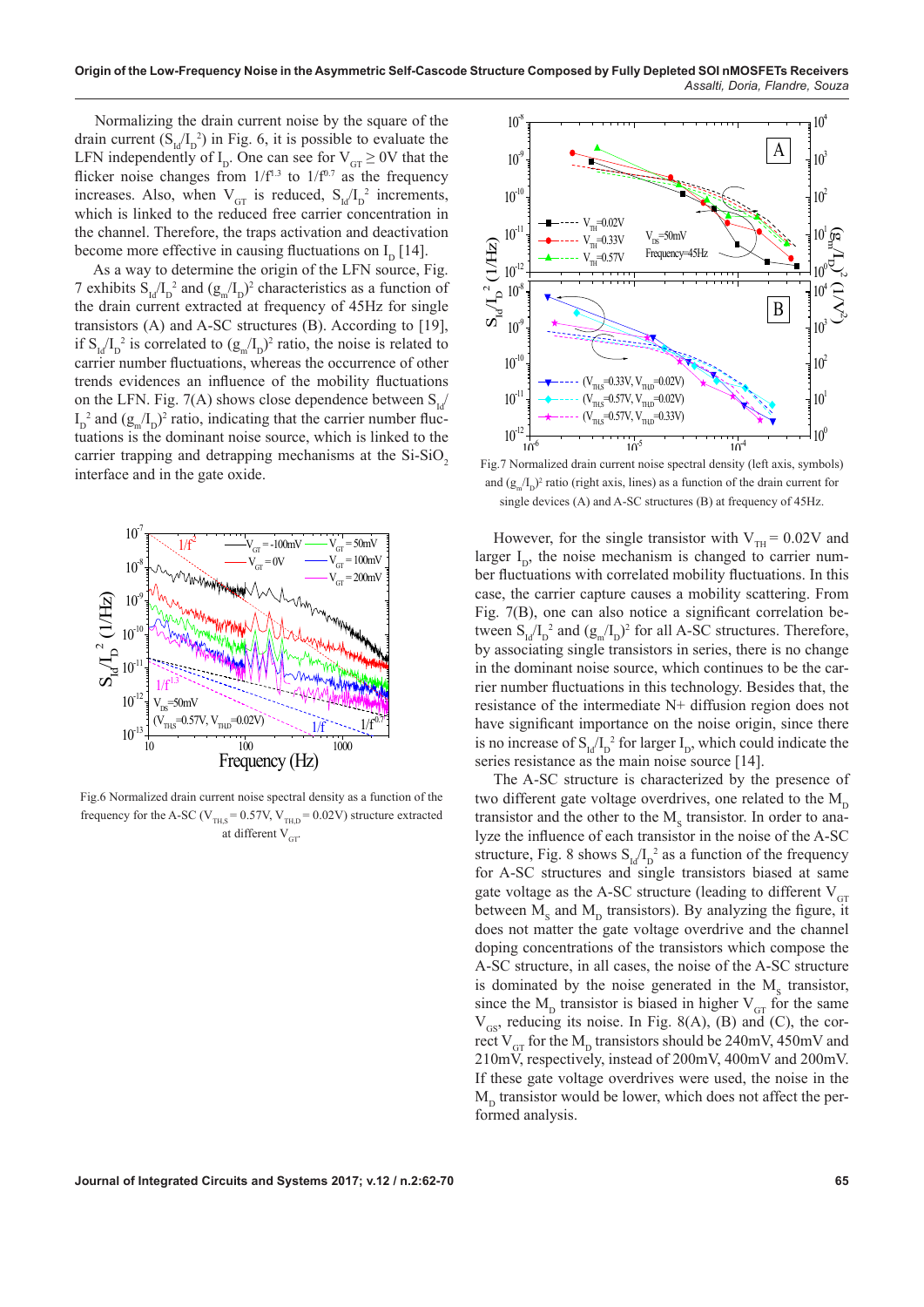Normalizing the drain current noise by the square of the drain current ($S_{Id}/I_D^2$) in Fig. 6, it is possible to evaluate the LFN independently of $I_D$. One can see for $V_{GT} \geq 0V$ that the flicker noise changes from $1/f^{1.3}$ to $1/f^{0.7}$ as the frequency increases. Also, when $V_{GT}$ is reduced, $S_{Id}/I_D^2$ increments, which is linked to the reduced free carrier concentration in the channel. Therefore, the traps activation and deactivation become more effective in causing fluctuations on $I_D$ [14].

As a way to determine the origin of the LFN source, Fig. 7 exhibits $S_{Id}/I_D^2$ and $(g_m/I_D)^2$ characteristics as a function of the drain current extracted at frequency of 45Hz for single transistors (A) and A-SC structures (B). According to [19], if $S_{Id}/I_D^2$ is correlated to $(g_m/I_D)^2$ ratio, the noise is related to carrier number fluctuations, whereas the occurrence of other trends evidences an influence of the mobility fluctuations on the LFN. Fig. 7(A) shows close dependence between $S_{Id}/I_D^2$ and $(g_m/I_D)^2$ ratio, indicating that the carrier number fluctuations is the dominant noise source, which is linked to the carrier trapping and detrapping mechanisms at the Si-$SiO_2$ interface and in the gate oxide.

Fig.6 Normalized drain current noise spectral density as a function of the frequency for the A-SC ($V_{TH,S}$ = 0.57V, $V_{TH,D}$ = 0.02V) structure extracted at different $V_{GT}$.

Fig.7 Normalized drain current noise spectral density (left axis, symbols) and $(g_m/I_D)^2$ ratio (right axis, lines) as a function of the drain current for single devices (A) and A-SC structures (B) at frequency of 45Hz.

However, for the single transistor with $V_{TH}$ = 0.02V and larger $I_D$, the noise mechanism is changed to carrier number fluctuations with correlated mobility fluctuations. In this case, the carrier capture causes a mobility scattering. From Fig. 7(B), one can also notice a significant correlation between $S_{Id}/I_D^2$ and $(g_m/I_D)^2$ for all A-SC structures. Therefore, by associating single transistors in series, there is no change in the dominant noise source, which continues to be the carrier number fluctuations in this technology. Besides that, the resistance of the intermediate N+ diffusion region does not have significant importance on the noise origin, since there is no increase of $S_{Id}/I_D^2$ for larger $I_D$, which could indicate the series resistance as the main noise source [14].

The A-SC structure is characterized by the presence of two different gate voltage overdrives, one related to the $M_D$ transistor and the other to the $M_S$ transistor. In order to analyze the influence of each transistor in the noise of the A-SC structure, Fig. 8 shows $S_{Id}/I_D^2$ as a function of the frequency for A-SC structures and single transistors biased at same gate voltage as the A-SC structure (leading to different $V_{GT}$ between $M_S$ and $M_D$ transistors). By analyzing the figure, it does not matter the gate voltage overdrive and the channel doping concentrations of the transistors which compose the A-SC structure, in all cases, the noise of the A-SC structure is dominated by the noise generated in the $M_S$ transistor, since the $M_D$ transistor is biased in higher $V_{GT}$ for the same $V_{GS}$, reducing its noise. In Fig. 8(A), (B) and (C), the correct $V_{GT}$ for the $M_D$ transistors should be 240mV, 450mV and 210mV, respectively, instead of 200mV, 400mV and 200mV. If these gate voltage overdrives were used, the noise in the $M_D$ transistor would be lower, which does not affect the performed analysis.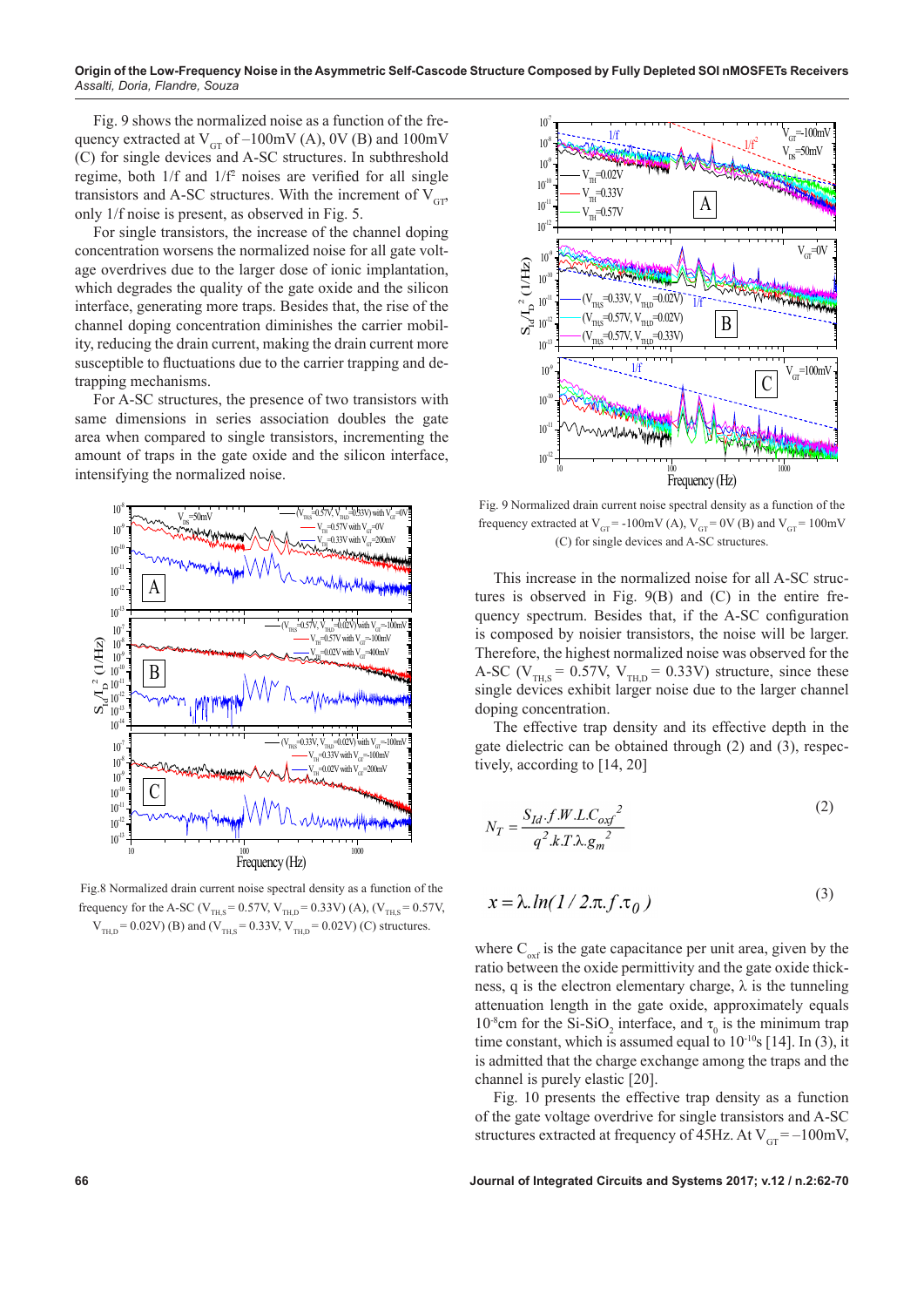Fig. 9 shows the normalized noise as a function of the frequency extracted at $V_{GT}$ of –100mV (A), 0V (B) and 100mV (C) for single devices and A-SC structures. In subthreshold regime, both 1/f and 1/f² noises are verified for all single transistors and A-SC structures. With the increment of $V_{GT}$, only 1/f noise is present, as observed in Fig. 5.

For single transistors, the increase of the channel doping concentration worsens the normalized noise for all gate voltage overdrives due to the larger dose of ionic implantation, which degrades the quality of the gate oxide and the silicon interface, generating more traps. Besides that, the rise of the channel doping concentration diminishes the carrier mobility, reducing the drain current, making the drain current more susceptible to fluctuations due to the carrier trapping and detrapping mechanisms.

For A-SC structures, the presence of two transistors with same dimensions in series association doubles the gate area when compared to single transistors, incrementing the amount of traps in the gate oxide and the silicon interface, intensifying the normalized noise.

Fig.8 Normalized drain current noise spectral density as a function of the frequency for the A-SC ($V_{TH,S}$ = 0.57V, $V_{TH,D}$ = 0.33V) (A), ($V_{TH,S}$ = 0.57V, $V_{TH,D}$ = 0.02V) (B) and ($V_{TH,S}$ = 0.33V, $V_{TH,D}$ = 0.02V) (C) structures.

Fig. 9 Normalized drain current noise spectral density as a function of the frequency extracted at $V_{GT}$ = -100mV (A), $V_{GT}$ = 0V (B) and $V_{GT}$ = 100mV (C) for single devices and A-SC structures.

This increase in the normalized noise for all A-SC structures is observed in Fig. 9(B) and (C) in the entire frequency spectrum. Besides that, if the A-SC configuration is composed by noisier transistors, the noise will be larger. Therefore, the highest normalized noise was observed for the A-SC ($V_{TH,S}$ = 0.57V, $V_{TH,D}$ = 0.33V) structure, since these single devices exhibit larger noise due to the larger channel doping concentration.

The effective trap density and its effective depth in the gate dielectric can be obtained through (2) and (3), respectively, according to [14, 20]

$$N_T = \frac{S_{Id}.f.W.L.C_{oxf}^{\ 2}}{q^2.k.T.\lambda.g_m^{\ 2}} \tag{2}$$

$$x = \lambda.ln(1/2.\pi.f.\tau_0) \tag{3}$$

where $C_{oxf}$ is the gate capacitance per unit area, given by the ratio between the oxide permittivity and the gate oxide thickness, q is the electron elementary charge, λ is the tunneling attenuation length in the gate oxide, approximately equals $10^{-8}$cm for the Si-SiO₂ interface, and $\tau_0$ is the minimum trap time constant, which is assumed equal to $10^{-10}$s [14]. In (3), it is admitted that the charge exchange among the traps and the channel is purely elastic [20].

Fig. 10 presents the effective trap density as a function of the gate voltage overdrive for single transistors and A-SC structures extracted at frequency of 45Hz. At $V_{GT}$ = –100mV,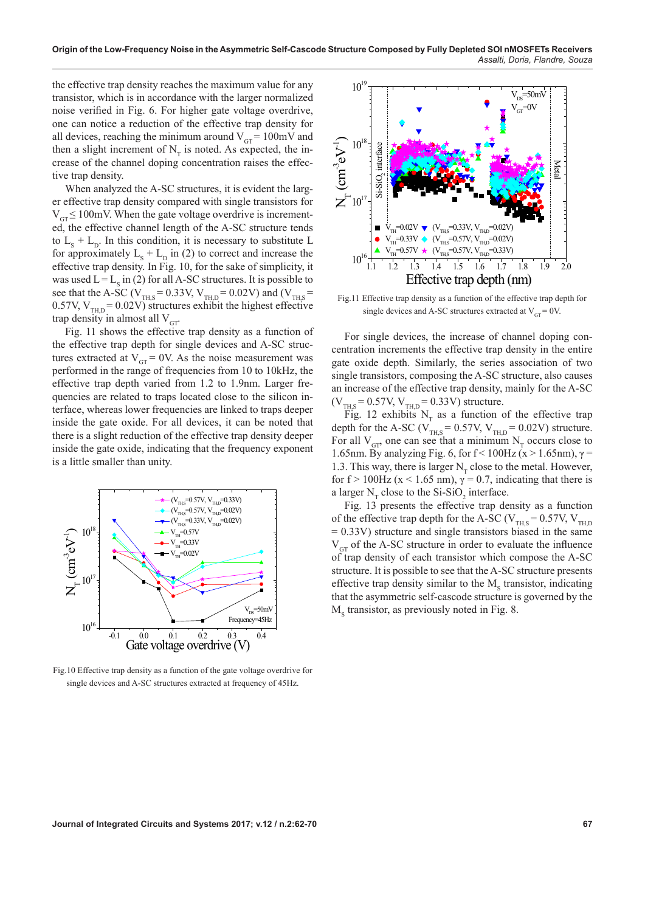the effective trap density reaches the maximum value for any transistor, which is in accordance with the larger normalized noise verified in Fig. 6. For higher gate voltage overdrive, one can notice a reduction of the effective trap density for all devices, reaching the minimum around $V_{GT}$ = 100mV and then a slight increment of $N_T$ is noted. As expected, the increase of the channel doping concentration raises the effective trap density.

When analyzed the A-SC structures, it is evident the larger effective trap density compared with single transistors for $V_{GT} \leq$ 100mV. When the gate voltage overdrive is incremented, the effective channel length of the A-SC structure tends to $L_S + L_D$. In this condition, it is necessary to substitute L for approximately $L_S + L_D$ in (2) to correct and increase the effective trap density. In Fig. 10, for the sake of simplicity, it was used $L = L_S$ in (2) for all A-SC structures. It is possible to see that the A-SC ($V_{TH,S}$ = 0.33V, $V_{TH,D}$ = 0.02V) and ($V_{TH,S}$ = 0.57V, $V_{TH,D}$ = 0.02V) structures exhibit the highest effective trap density in almost all $V_{GT}$.

Fig. 11 shows the effective trap density as a function of the effective trap depth for single devices and A-SC structures extracted at $V_{GT}$ = 0V. As the noise measurement was performed in the range of frequencies from 10 to 10kHz, the effective trap depth varied from 1.2 to 1.9nm. Larger frequencies are related to traps located close to the silicon interface, whereas lower frequencies are linked to traps deeper inside the gate oxide. For all devices, it can be noted that there is a slight reduction of the effective trap density deeper inside the gate oxide, indicating that the frequency exponent is a little smaller than unity.

Fig.10 Effective trap density as a function of the gate voltage overdrive for single devices and A-SC structures extracted at frequency of 45Hz.

Fig.11 Effective trap density as a function of the effective trap depth for single devices and A-SC structures extracted at $V_{GT}$ = 0V.

For single devices, the increase of channel doping concentration increments the effective trap density in the entire gate oxide depth. Similarly, the series association of two single transistors, composing the A-SC structure, also causes an increase of the effective trap density, mainly for the A-SC ($V_{TH,S}$ = 0.57V, $V_{TH,D}$ = 0.33V) structure.

Fig. 12 exhibits $N_T$ as a function of the effective trap depth for the A-SC ($V_{TH,S}$ = 0.57V, $V_{TH,D}$ = 0.02V) structure. For all $V_{GT}$, one can see that a minimum $N_T$ occurs close to 1.65nm. By analyzing Fig. 6, for f < 100Hz (x > 1.65nm), $\gamma$ = 1.3. This way, there is larger $N_T$ close to the metal. However, for f > 100Hz (x < 1.65 nm), $\gamma$ = 0.7, indicating that there is a larger $N_T$ close to the Si-SiO$_2$ interface.

Fig. 13 presents the effective trap density as a function of the effective trap depth for the A-SC ($V_{TH,S}$ = 0.57V, $V_{TH,D}$ = 0.33V) structure and single transistors biased in the same $V_{GT}$ of the A-SC structure in order to evaluate the influence of trap density of each transistor which compose the A-SC structure. It is possible to see that the A-SC structure presents effective trap density similar to the $M_S$ transistor, indicating that the asymmetric self-cascode structure is governed by the $M_S$ transistor, as previously noted in Fig. 8.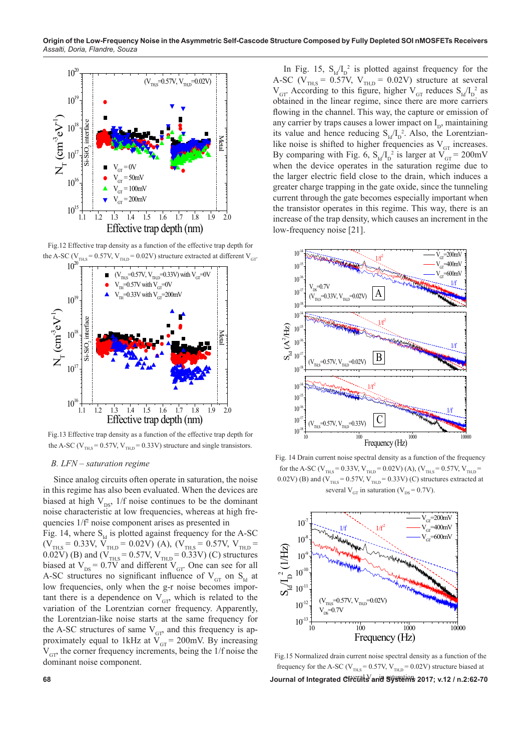Fig.12 Effective trap density as a function of the effective trap depth for the A-SC ($V_{TH,S}$ = 0.57V, $V_{TH,D}$ = 0.02V) structure extracted at different $V_{GT}$.

Fig.13 Effective trap density as a function of the effective trap depth for the A-SC ($V_{TH,S}$ = 0.57V, $V_{TH,D}$ = 0.33V) structure and single transistors.

### B. LFN – saturation regime

Since analog circuits often operate in saturation, the noise in this regime has also been evaluated. When the devices are biased at high $V_{DS}$, 1/f noise continues to be the dominant noise characteristic at low frequencies, whereas at high frequencies $1/f^2$ noise component arises as presented in Fig. 14, where $S_{Id}$ is plotted against frequency for the A-SC ($V_{TH,S}$ = 0.33V, $V_{TH,D}$ = 0.02V) (A), ($V_{TH,S}$ = 0.57V, $V_{TH,D}$ = 0.02V) (B) and ($V_{TH,S}$ = 0.57V, $V_{TH,D}$ = 0.33V) (C) structures biased at $V_{DS}$ = 0.7V and different $V_{GT}$. One can see for all A-SC structures no significant influence of $V_{GT}$ on $S_{Id}$ at low frequencies, only when the g-r noise becomes important there is a dependence on $V_{GT}$, which is related to the variation of the Lorentzian corner frequency. Apparently, the Lorentzian-like noise starts at the same frequency for the A-SC structures of same $V_{GT}$, and this frequency is approximately equal to 1kHz at $V_{GT}$ = 200mV. By increasing $V_{GT}$, the corner frequency increments, being the 1/f noise the dominant noise component.

In Fig. 15, $S_{Id}/I_D^2$ is plotted against frequency for the A-SC ($V_{TH,S}$ = 0.57V, $V_{TH,D}$ = 0.02V) structure at several $V_{GT}$. According to this figure, higher $V_{GT}$ reduces $S_{Id}/I_D^2$ as obtained in the linear regime, since there are more carriers flowing in the channel. This way, the capture or emission of any carrier by traps causes a lower impact on $I_D$, maintaining its value and hence reducing $S_{Id}/I_D^2$. Also, the Lorentzian-like noise is shifted to higher frequencies as $V_{GT}$ increases. By comparing with Fig. 6, $S_{Id}/I_D^2$ is larger at $V_{GT}$ = 200mV when the device operates in the saturation regime due to the larger electric field close to the drain, which induces a greater charge trapping in the gate oxide, since the tunneling current through the gate becomes especially important when the transistor operates in this regime. This way, there is an increase of the trap density, which causes an increment in the low-frequency noise [21].

Fig. 14 Drain current noise spectral density as a function of the frequency for the A-SC ($V_{TH,S}$ = 0.33V, $V_{TH,D}$ = 0.02V) (A), ($V_{TH,S}$ = 0.57V, $V_{TH,D}$ = 0.02V) (B) and ($V_{TH,S}$ = 0.57V, $V_{TH,D}$ = 0.33V) (C) structures extracted at several $V_{GT}$ in saturation ($V_{DS}$ = 0.7V).

Fig.15 Normalized drain current noise spectral density as a function of the frequency for the A-SC ($V_{TH,S}$ = 0.57V, $V_{TH,D}$ = 0.02V) structure biased at several $V_{GT}$ in saturation.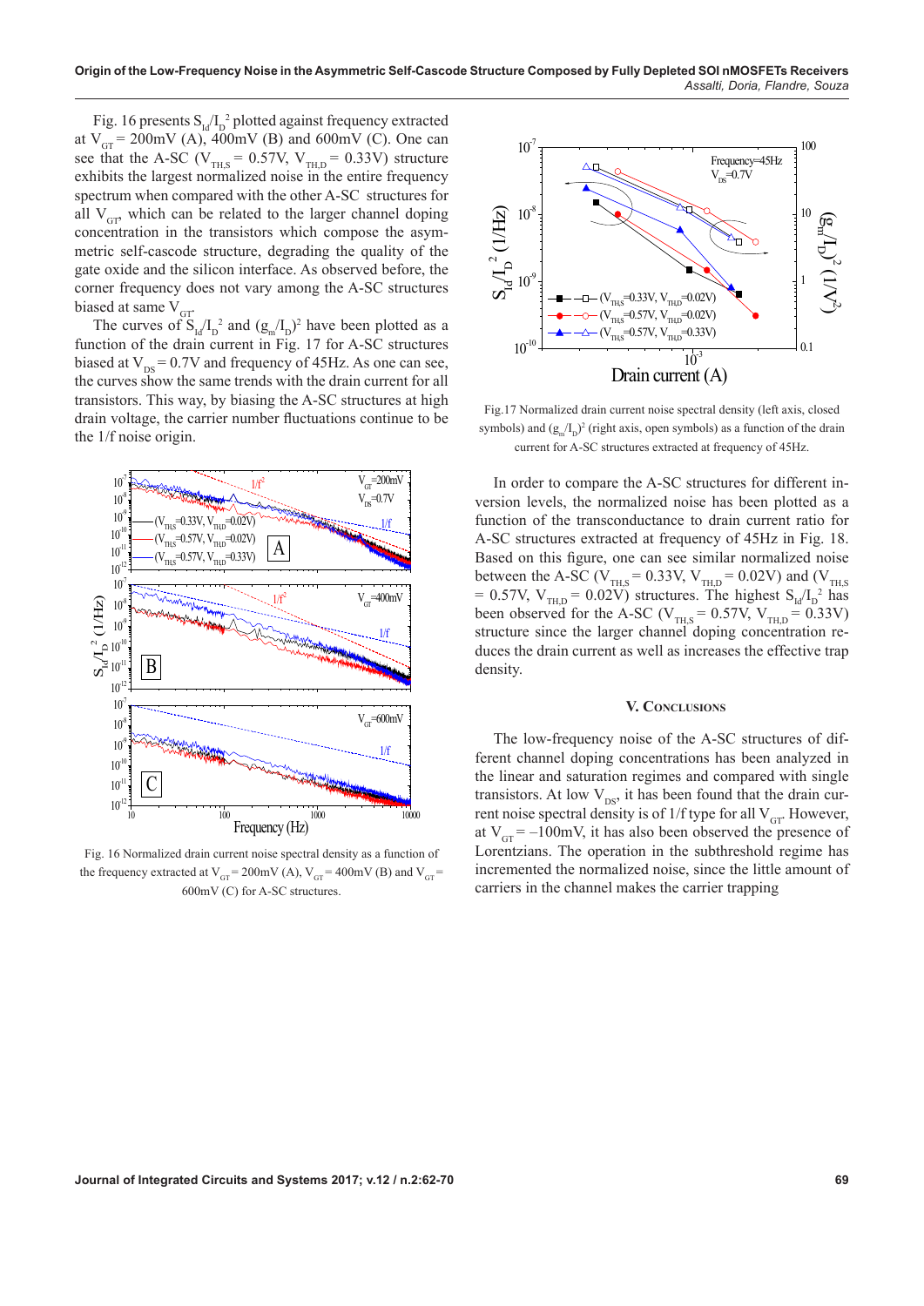Fig. 16 presents $S_{Id}/I_D^2$ plotted against frequency extracted at $V_{GT}$ = 200mV (A), 400mV (B) and 600mV (C). One can see that the A-SC ($V_{TH,S}$ = 0.57V, $V_{TH,D}$ = 0.33V) structure exhibits the largest normalized noise in the entire frequency spectrum when compared with the other A-SC structures for all $V_{GT}$, which can be related to the larger channel doping concentration in the transistors which compose the asymmetric self-cascode structure, degrading the quality of the gate oxide and the silicon interface. As observed before, the corner frequency does not vary among the A-SC structures biased at same $V_{GT}$.

The curves of $S_{Id}/I_D^2$ and $(g_m/I_D)^2$ have been plotted as a function of the drain current in Fig. 17 for A-SC structures biased at $V_{DS}$ = 0.7V and frequency of 45Hz. As one can see, the curves show the same trends with the drain current for all transistors. This way, by biasing the A-SC structures at high drain voltage, the carrier number fluctuations continue to be the 1/f noise origin.

Fig. 16 Normalized drain current noise spectral density as a function of the frequency extracted at $V_{GT}$ = 200mV (A), $V_{GT}$ = 400mV (B) and $V_{GT}$ = 600mV (C) for A-SC structures.

Fig.17 Normalized drain current noise spectral density (left axis, closed symbols) and $(g_m/I_D)^2$ (right axis, open symbols) as a function of the drain current for A-SC structures extracted at frequency of 45Hz.

In order to compare the A-SC structures for different inversion levels, the normalized noise has been plotted as a function of the transconductance to drain current ratio for A-SC structures extracted at frequency of 45Hz in Fig. 18. Based on this figure, one can see similar normalized noise between the A-SC ($V_{TH,S}$ = 0.33V, $V_{TH,D}$ = 0.02V) and ($V_{TH,S}$ = 0.57V, $V_{TH,D}$ = 0.02V) structures. The highest $S_{Id}/I_D^2$ has been observed for the A-SC ($V_{TH,S}$ = 0.57V, $V_{TH,D}$ = 0.33V) structure since the larger channel doping concentration reduces the drain current as well as increases the effective trap density.

## V. Conclusions

The low-frequency noise of the A-SC structures of different channel doping concentrations has been analyzed in the linear and saturation regimes and compared with single transistors. At low $V_{DS}$, it has been found that the drain current noise spectral density is of 1/f type for all $V_{GT}$. However, at $V_{GT}$ = –100mV, it has also been observed the presence of Lorentzians. The operation in the subthreshold regime has incremented the normalized noise, since the little amount of carriers in the channel makes the carrier trapping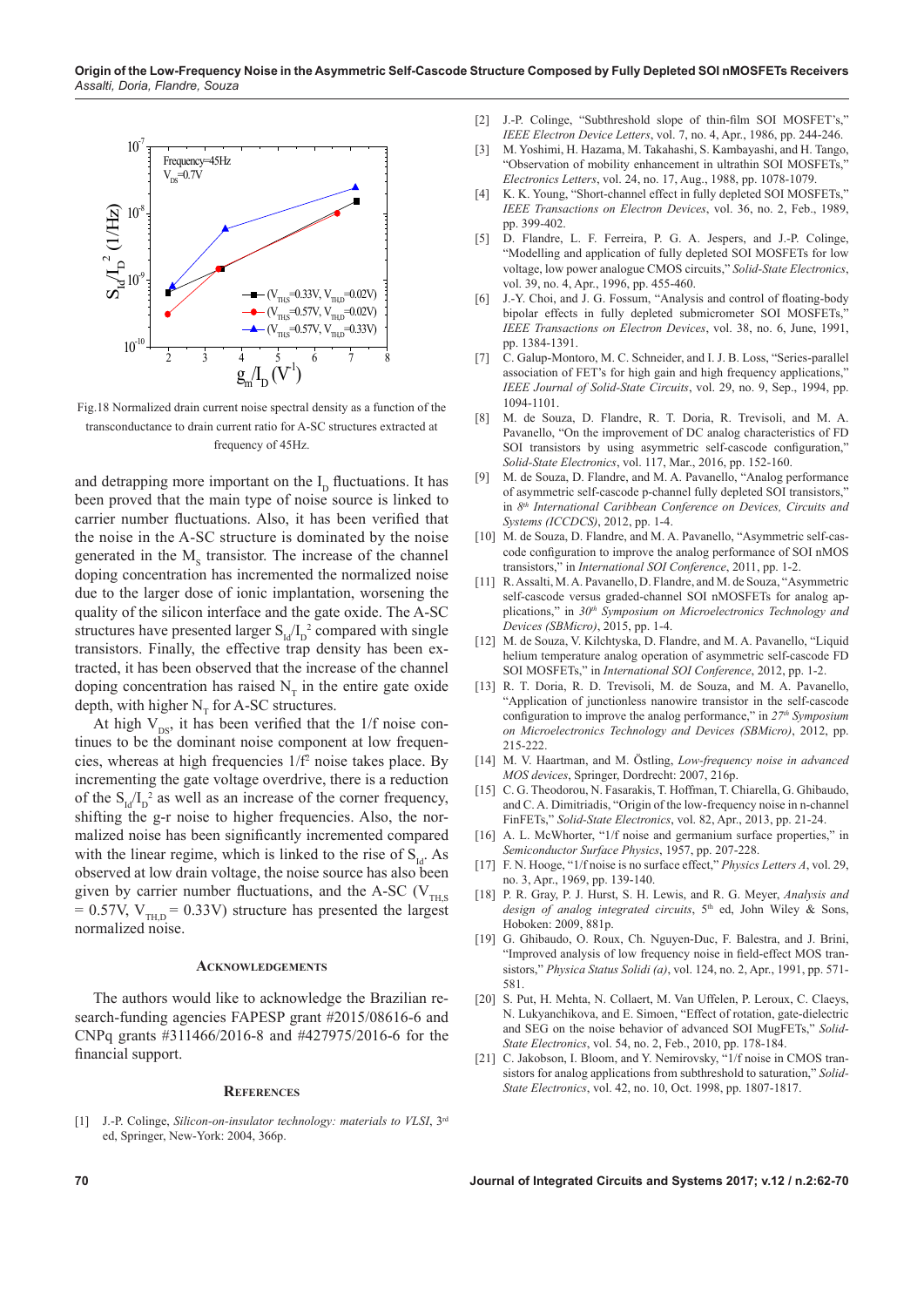10^-7
Frequency=45Hz
$V_{DS}$=0.7V

10^-8

$S_{Id}/I_D^2$ (1/Hz)

10^-9

10^-10

2 3 4 5 6 7 8

$g_m/I_D$ ($V^{-1}$)

($V_{TH,S}$=0.33V, $V_{TH,D}$=0.02V)
($V_{TH,S}$=0.57V, $V_{TH,D}$=0.02V)
($V_{TH,S}$=0.57V, $V_{TH,D}$=0.33V)

Fig.18 Normalized drain current noise spectral density as a function of the transconductance to drain current ratio for A-SC structures extracted at frequency of 45Hz.

and detrapping more important on the $I_D$ fluctuations. It has been proved that the main type of noise source is linked to carrier number fluctuations. Also, it has been verified that the noise in the A-SC structure is dominated by the noise generated in the $M_S$ transistor. The increase of the channel doping concentration has incremented the normalized noise due to the larger dose of ionic implantation, worsening the quality of the silicon interface and the gate oxide. The A-SC structures have presented larger $S_{Id}/I_D^2$ compared with single transistors. Finally, the effective trap density has been extracted, it has been observed that the increase of the channel doping concentration has raised $N_T$ in the entire gate oxide depth, with higher $N_T$ for A-SC structures.

At high $V_{DS}$, it has been verified that the 1/f noise continues to be the dominant noise component at low frequencies, whereas at high frequencies $1/f^2$ noise takes place. By incrementing the gate voltage overdrive, there is a reduction of the $S_{Id}/I_D^2$ as well as an increase of the corner frequency, shifting the g-r noise to higher frequencies. Also, the normalized noise has been significantly incremented compared with the linear regime, which is linked to the rise of $S_{Id}$. As observed at low drain voltage, the noise source has also been given by carrier number fluctuations, and the A-SC ($V_{TH,S}$ = 0.57V, $V_{TH,D}$ = 0.33V) structure has presented the largest normalized noise.

## Acknowledgements

The authors would like to acknowledge the Brazilian research-funding agencies FAPESP grant #2015/08616-6 and CNPq grants #311466/2016-8 and #427975/2016-6 for the financial support.

## References

[1] J.-P. Colinge, *Silicon-on-insulator technology: materials to VLSI*, 3rd ed, Springer, New-York: 2004, 366p.

[2] J.-P. Colinge, "Subthreshold slope of thin-film SOI MOSFET's," *IEEE Electron Device Letters*, vol. 7, no. 4, Apr., 1986, pp. 244-246.

[3] M. Yoshimi, H. Hazama, M. Takahashi, S. Kambayashi, and H. Tango, "Observation of mobility enhancement in ultrathin SOI MOSFETs," *Electronics Letters*, vol. 24, no. 17, Aug., 1988, pp. 1078-1079.

[4] K. K. Young, "Short-channel effect in fully depleted SOI MOSFETs," *IEEE Transactions on Electron Devices*, vol. 36, no. 2, Feb., 1989, pp. 399-402.

[5] D. Flandre, L. F. Ferreira, P. G. A. Jespers, and J.-P. Colinge, "Modelling and application of fully depleted SOI MOSFETs for low voltage, low power analogue CMOS circuits," *Solid-State Electronics*, vol. 39, no. 4, Apr., 1996, pp. 455-460.

[6] J.-Y. Choi, and J. G. Fossum, "Analysis and control of floating-body bipolar effects in fully depleted submicrometer SOI MOSFETs," *IEEE Transactions on Electron Devices*, vol. 38, no. 6, June, 1991, pp. 1384-1391.

[7] C. Galup-Montoro, M. C. Schneider, and I. J. B. Loss, "Series-parallel association of FET's for high gain and high frequency applications," *IEEE Journal of Solid-State Circuits*, vol. 29, no. 9, Sep., 1994, pp. 1094-1101.

[8] M. de Souza, D. Flandre, R. T. Doria, R. Trevisoli, and M. A. Pavanello, "On the improvement of DC analog characteristics of FD SOI transistors by using asymmetric self-cascode configuration," *Solid-State Electronics*, vol. 117, Mar., 2016, pp. 152-160.

[9] M. de Souza, D. Flandre, and M. A. Pavanello, "Analog performance of asymmetric self-cascode p-channel fully depleted SOI transistors," in *8th International Caribbean Conference on Devices, Circuits and Systems (ICCDCS)*, 2012, pp. 1-4.

[10] M. de Souza, D. Flandre, and M. A. Pavanello, "Asymmetric self-cascode configuration to improve the analog performance of SOI nMOS transistors," in *International SOI Conference*, 2011, pp. 1-2.

[11] R. Assalti, M. A. Pavanello, D. Flandre, and M. de Souza, "Asymmetric self-cascode versus graded-channel SOI nMOSFETs for analog applications," in *30th Symposium on Microelectronics Technology and Devices (SBMicro)*, 2015, pp. 1-4.

[12] M. de Souza, V. Kilchtyska, D. Flandre, and M. A. Pavanello, "Liquid helium temperature analog operation of asymmetric self-cascode FD SOI MOSFETs," in *International SOI Conference*, 2012, pp. 1-2.

[13] R. T. Doria, R. D. Trevisoli, M. de Souza, and M. A. Pavanello, "Application of junctionless nanowire transistor in the self-cascode configuration to improve the analog performance," in *27th Symposium on Microelectronics Technology and Devices (SBMicro)*, 2012, pp. 215-222.

[14] M. V. Haartman, and M. Östling, *Low-frequency noise in advanced MOS devices*, Springer, Dordrecht: 2007, 216p.

[15] C. G. Theodorou, N. Fasarakis, T. Hoffman, T. Chiarella, G. Ghibaudo, and C. A. Dimitriadis, "Origin of the low-frequency noise in n-channel FinFETs," *Solid-State Electronics*, vol. 82, Apr., 2013, pp. 21-24.

[16] A. L. McWhorter, "1/f noise and germanium surface properties," in *Semiconductor Surface Physics*, 1957, pp. 207-228.

[17] F. N. Hooge, "1/f noise is no surface effect," *Physics Letters A*, vol. 29, no. 3, Apr., 1969, pp. 139-140.

[18] P. R. Gray, P. J. Hurst, S. H. Lewis, and R. G. Meyer, *Analysis and design of analog integrated circuits*, 5th ed, John Wiley & Sons, Hoboken: 2009, 881p.

[19] G. Ghibaudo, O. Roux, Ch. Nguyen-Duc, F. Balestra, and J. Brini, "Improved analysis of low frequency noise in field-effect MOS transistors," *Physica Status Solidi (a)*, vol. 124, no. 2, Apr., 1991, pp. 571-581.

[20] S. Put, H. Mehta, N. Collaert, M. Van Uffelen, P. Leroux, C. Claeys, N. Lukyanchikova, and E. Simoen, "Effect of rotation, gate-dielectric and SEG on the noise behavior of advanced SOI MugFETs," *Solid-State Electronics*, vol. 54, no. 2, Feb., 2010, pp. 178-184.

[21] C. Jakobson, I. Bloom, and Y. Nemirovsky, "1/f noise in CMOS transistors for analog applications from subthreshold to saturation," *Solid-State Electronics*, vol. 42, no. 10, Oct. 1998, pp. 1807-1817.